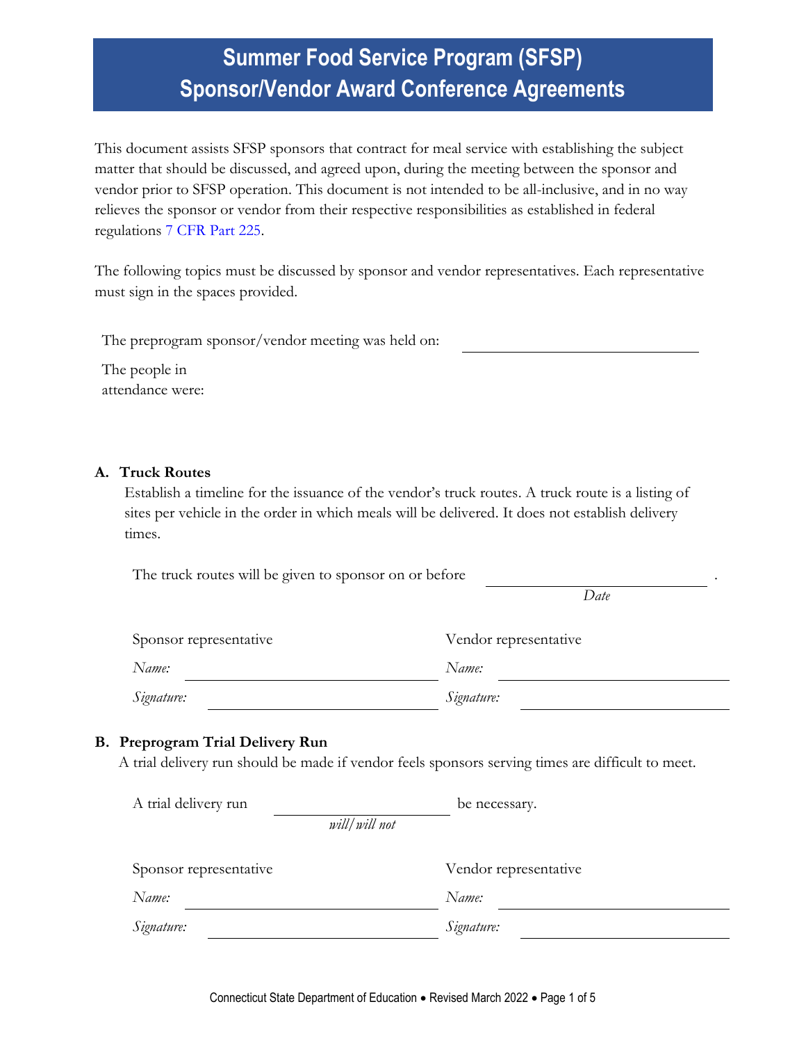# Summer Food Service Program (SFSP) Sponsor/Vendor Award Conference Agreements

This document assists SFSP sponsors that contract for meal service with establishing the subject matter that should be discussed, and agreed upon, during the meeting between the sponsor and vendor prior to SFSP operation. This document is not intended to be all-inclusive, and in no way relieves the sponsor or vendor from their respective responsibilities as established in federal regulations 7 CFR Part 225.

The following topics must be discussed by sponsor and vendor representatives. Each representative must sign in the spaces provided.

The preprogram sponsor/vendor meeting was held on: ______________________

The people in attendance were:

## A. Truck Routes

Establish a timeline for the issuance of the vendor's truck routes. A truck route is a listing of sites per vehicle in the order in which meals will be delivered. It does not establish delivery times.

The truck routes will be given to sponsor on or before ______________________ .
*Date*

| Sponsor representative | Vendor representative |
|---|---|
| *Name:* ______________________ | *Name:* ______________________ |
| *Signature:* ______________________ | *Signature:* ______________________ |

## B. Preprogram Trial Delivery Run

A trial delivery run should be made if vendor feels sponsors serving times are difficult to meet.

A trial delivery run ______________________ be necessary.
*will/will not*

| Sponsor representative | Vendor representative |
|---|---|
| *Name:* ______________________ | *Name:* ______________________ |
| *Signature:* ______________________ | *Signature:* ______________________ |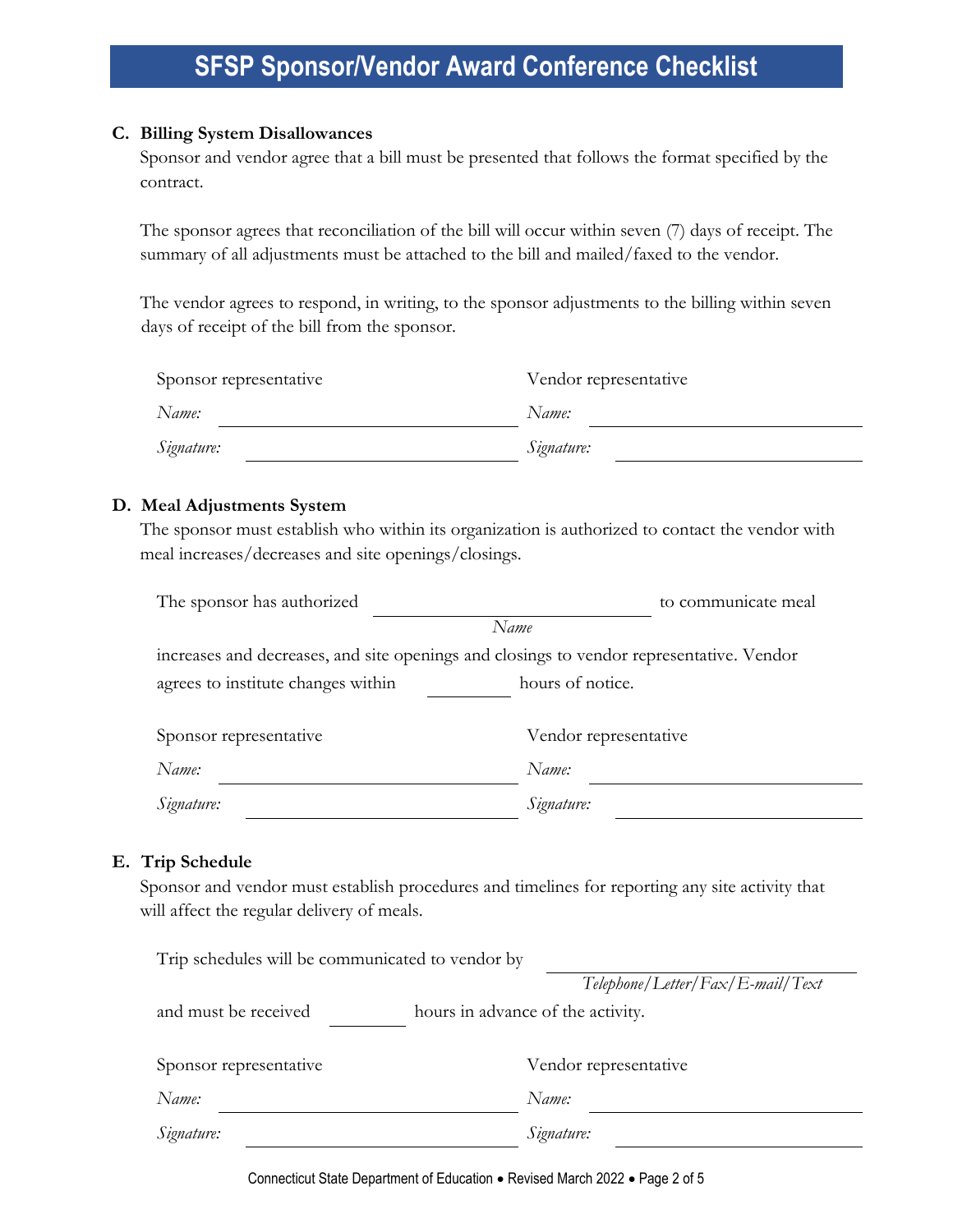# SFSP Sponsor/Vendor Award Conference Checklist

**C. Billing System Disallowances**

Sponsor and vendor agree that a bill must be presented that follows the format specified by the contract.

The sponsor agrees that reconciliation of the bill will occur within seven (7) days of receipt. The summary of all adjustments must be attached to the bill and mailed/faxed to the vendor.

The vendor agrees to respond, in writing, to the sponsor adjustments to the billing within seven days of receipt of the bill from the sponsor.

| Sponsor representative | Vendor representative |
|---|---|
| *Name:* ____________________ | *Name:* ____________________ |
| *Signature:* ____________________ | *Signature:* ____________________ |

**D. Meal Adjustments System**

The sponsor must establish who within its organization is authorized to contact the vendor with meal increases/decreases and site openings/closings.

The sponsor has authorized ____________________ (*Name*) to communicate meal increases and decreases, and site openings and closings to vendor representative. Vendor agrees to institute changes within ________ hours of notice.

| Sponsor representative | Vendor representative |
|---|---|
| *Name:* ____________________ | *Name:* ____________________ |
| *Signature:* ____________________ | *Signature:* ____________________ |

**E. Trip Schedule**

Sponsor and vendor must establish procedures and timelines for reporting any site activity that will affect the regular delivery of meals.

Trip schedules will be communicated to vendor by ____________________ (*Telephone/Letter/Fax/E-mail/Text*) and must be received ________ hours in advance of the activity.

| Sponsor representative | Vendor representative |
|---|---|
| *Name:* ____________________ | *Name:* ____________________ |
| *Signature:* ____________________ | *Signature:* ____________________ |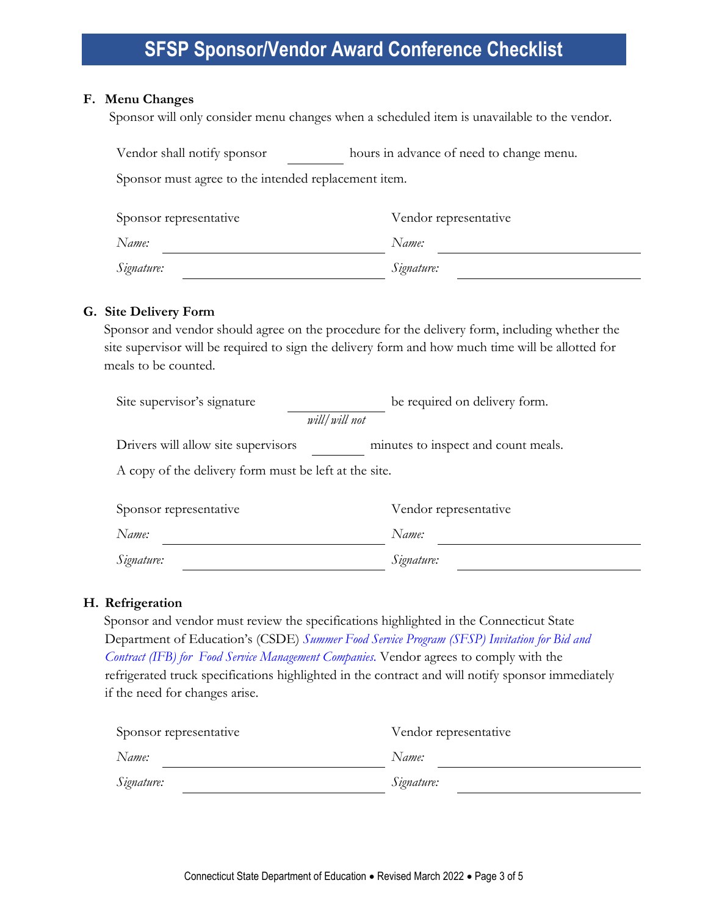# SFSP Sponsor/Vendor Award Conference Checklist

## F. Menu Changes

Sponsor will only consider menu changes when a scheduled item is unavailable to the vendor.

Vendor shall notify sponsor ________ hours in advance of need to change menu.

Sponsor must agree to the intended replacement item.

| Sponsor representative | Vendor representative |
|---|---|
| *Name:* ____________________ | *Name:* ____________________ |
| *Signature:* ____________________ | *Signature:* ____________________ |

## G. Site Delivery Form

Sponsor and vendor should agree on the procedure for the delivery form, including whether the site supervisor will be required to sign the delivery form and how much time will be allotted for meals to be counted.

Site supervisor's signature ____________ be required on delivery form.
*will/will not*

Drivers will allow site supervisors ________ minutes to inspect and count meals.

A copy of the delivery form must be left at the site.

| Sponsor representative | Vendor representative |
|---|---|
| *Name:* ____________________ | *Name:* ____________________ |
| *Signature:* ____________________ | *Signature:* ____________________ |

## H. Refrigeration

Sponsor and vendor must review the specifications highlighted in the Connecticut State Department of Education's (CSDE) *Summer Food Service Program (SFSP) Invitation for Bid and Contract (IFB) for Food Service Management Companies*. Vendor agrees to comply with the refrigerated truck specifications highlighted in the contract and will notify sponsor immediately if the need for changes arise.

| Sponsor representative | Vendor representative |
|---|---|
| *Name:* ____________________ | *Name:* ____________________ |
| *Signature:* ____________________ | *Signature:* ____________________ |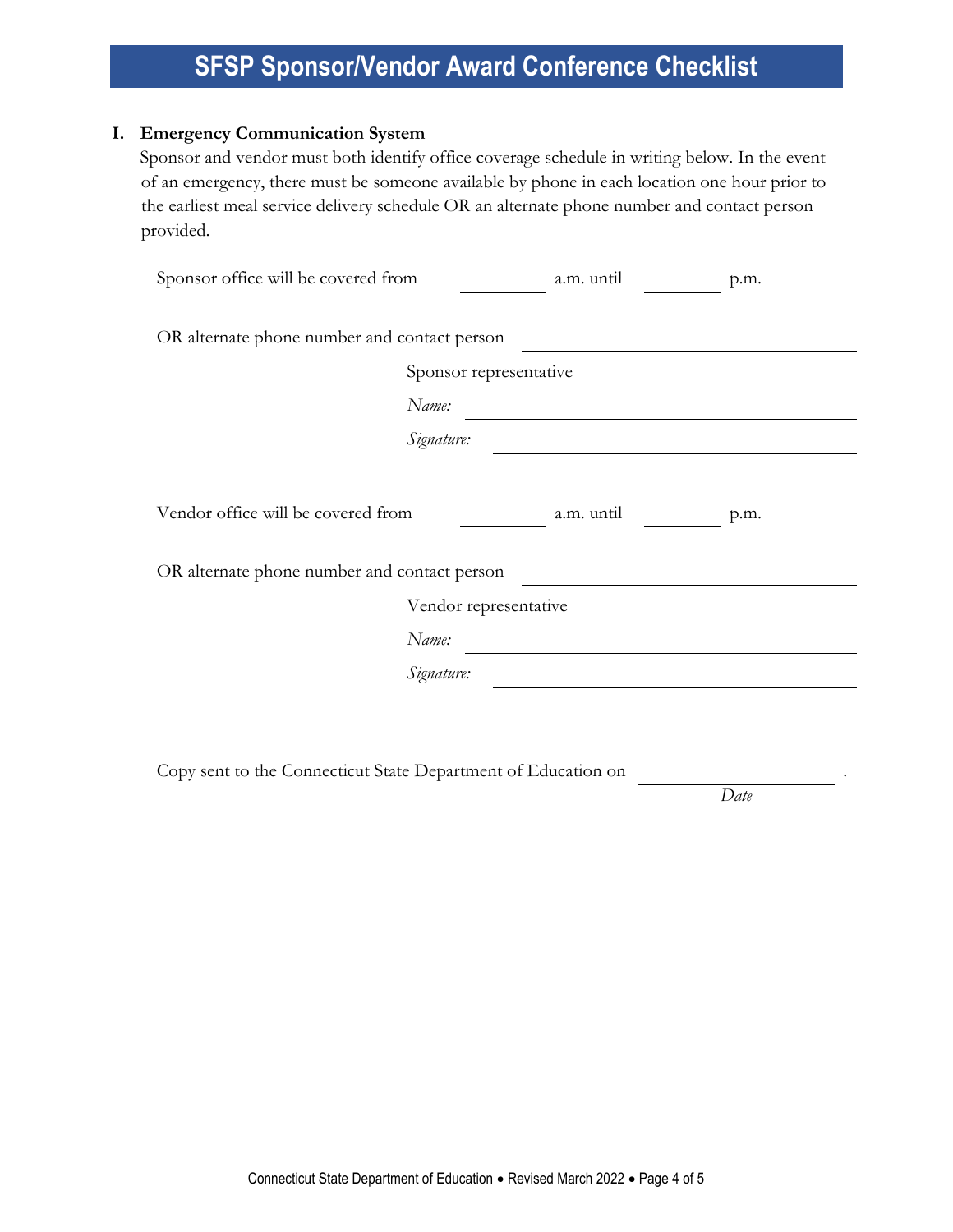# SFSP Sponsor/Vendor Award Conference Checklist

**I. Emergency Communication System**

Sponsor and vendor must both identify office coverage schedule in writing below. In the event of an emergency, there must be someone available by phone in each location one hour prior to the earliest meal service delivery schedule OR an alternate phone number and contact person provided.

Sponsor office will be covered from __________ a.m. until _________ p.m.

OR alternate phone number and contact person ______________________________

Sponsor representative

*Name:* ______________________________

*Signature:* ______________________________

Vendor office will be covered from __________ a.m. until _________ p.m.

OR alternate phone number and contact person ______________________________

Vendor representative

*Name:* ______________________________

*Signature:* ______________________________

Copy sent to the Connecticut State Department of Education on ______________________ .
*Date*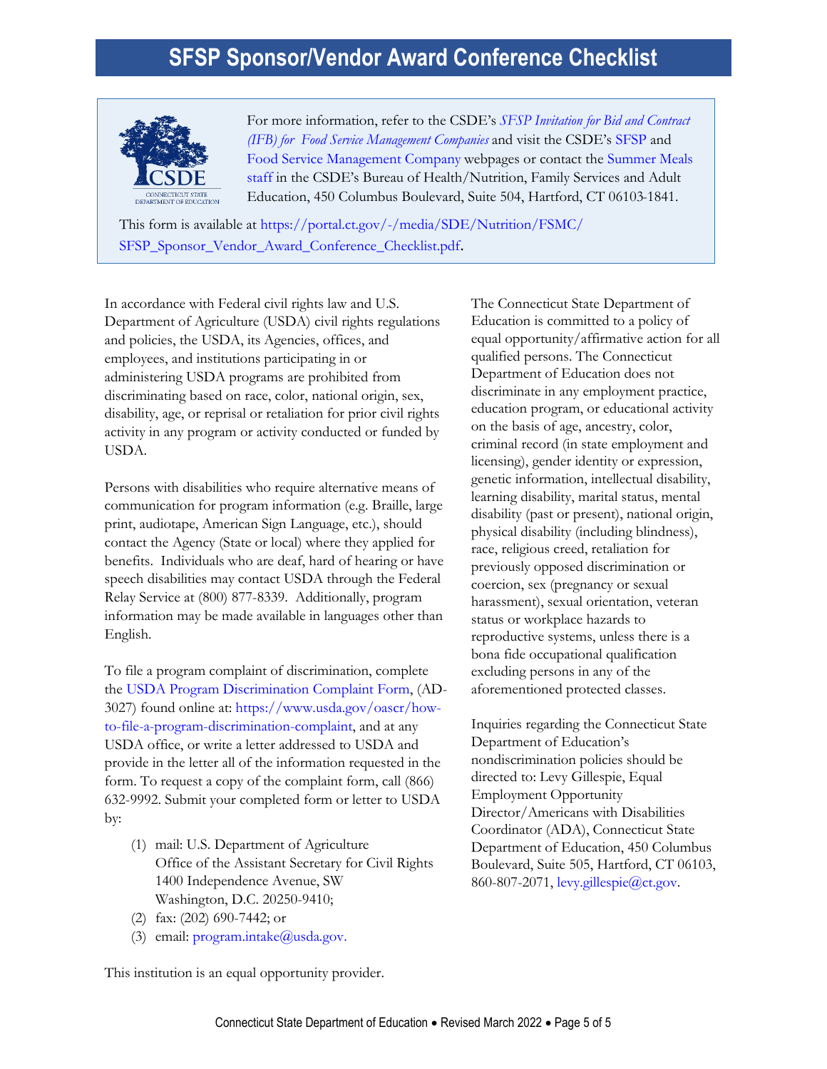# SFSP Sponsor/Vendor Award Conference Checklist

For more information, refer to the CSDE's *SFSP Invitation for Bid and Contract (IFB) for Food Service Management Companies* and visit the CSDE's SFSP and Food Service Management Company webpages or contact the Summer Meals staff in the CSDE's Bureau of Health/Nutrition, Family Services and Adult Education, 450 Columbus Boulevard, Suite 504, Hartford, CT 06103-1841.

This form is available at https://portal.ct.gov/-/media/SDE/Nutrition/FSMC/SFSP_Sponsor_Vendor_Award_Conference_Checklist.pdf.

In accordance with Federal civil rights law and U.S. Department of Agriculture (USDA) civil rights regulations and policies, the USDA, its Agencies, offices, and employees, and institutions participating in or administering USDA programs are prohibited from discriminating based on race, color, national origin, sex, disability, age, or reprisal or retaliation for prior civil rights activity in any program or activity conducted or funded by USDA.

Persons with disabilities who require alternative means of communication for program information (e.g. Braille, large print, audiotape, American Sign Language, etc.), should contact the Agency (State or local) where they applied for benefits. Individuals who are deaf, hard of hearing or have speech disabilities may contact USDA through the Federal Relay Service at (800) 877-8339. Additionally, program information may be made available in languages other than English.

To file a program complaint of discrimination, complete the USDA Program Discrimination Complaint Form, (AD-3027) found online at: https://www.usda.gov/oascr/how-to-file-a-program-discrimination-complaint, and at any USDA office, or write a letter addressed to USDA and provide in the letter all of the information requested in the form. To request a copy of the complaint form, call (866) 632-9992. Submit your completed form or letter to USDA by:

(1) mail: U.S. Department of Agriculture
Office of the Assistant Secretary for Civil Rights
1400 Independence Avenue, SW
Washington, D.C. 20250-9410;
(2) fax: (202) 690-7442; or
(3) email: program.intake@usda.gov.

This institution is an equal opportunity provider.

The Connecticut State Department of Education is committed to a policy of equal opportunity/affirmative action for all qualified persons. The Connecticut Department of Education does not discriminate in any employment practice, education program, or educational activity on the basis of age, ancestry, color, criminal record (in state employment and licensing), gender identity or expression, genetic information, intellectual disability, learning disability, marital status, mental disability (past or present), national origin, physical disability (including blindness), race, religious creed, retaliation for previously opposed discrimination or coercion, sex (pregnancy or sexual harassment), sexual orientation, veteran status or workplace hazards to reproductive systems, unless there is a bona fide occupational qualification excluding persons in any of the aforementioned protected classes.

Inquiries regarding the Connecticut State Department of Education's nondiscrimination policies should be directed to: Levy Gillespie, Equal Employment Opportunity Director/Americans with Disabilities Coordinator (ADA), Connecticut State Department of Education, 450 Columbus Boulevard, Suite 505, Hartford, CT 06103, 860-807-2071, levy.gillespie@ct.gov.